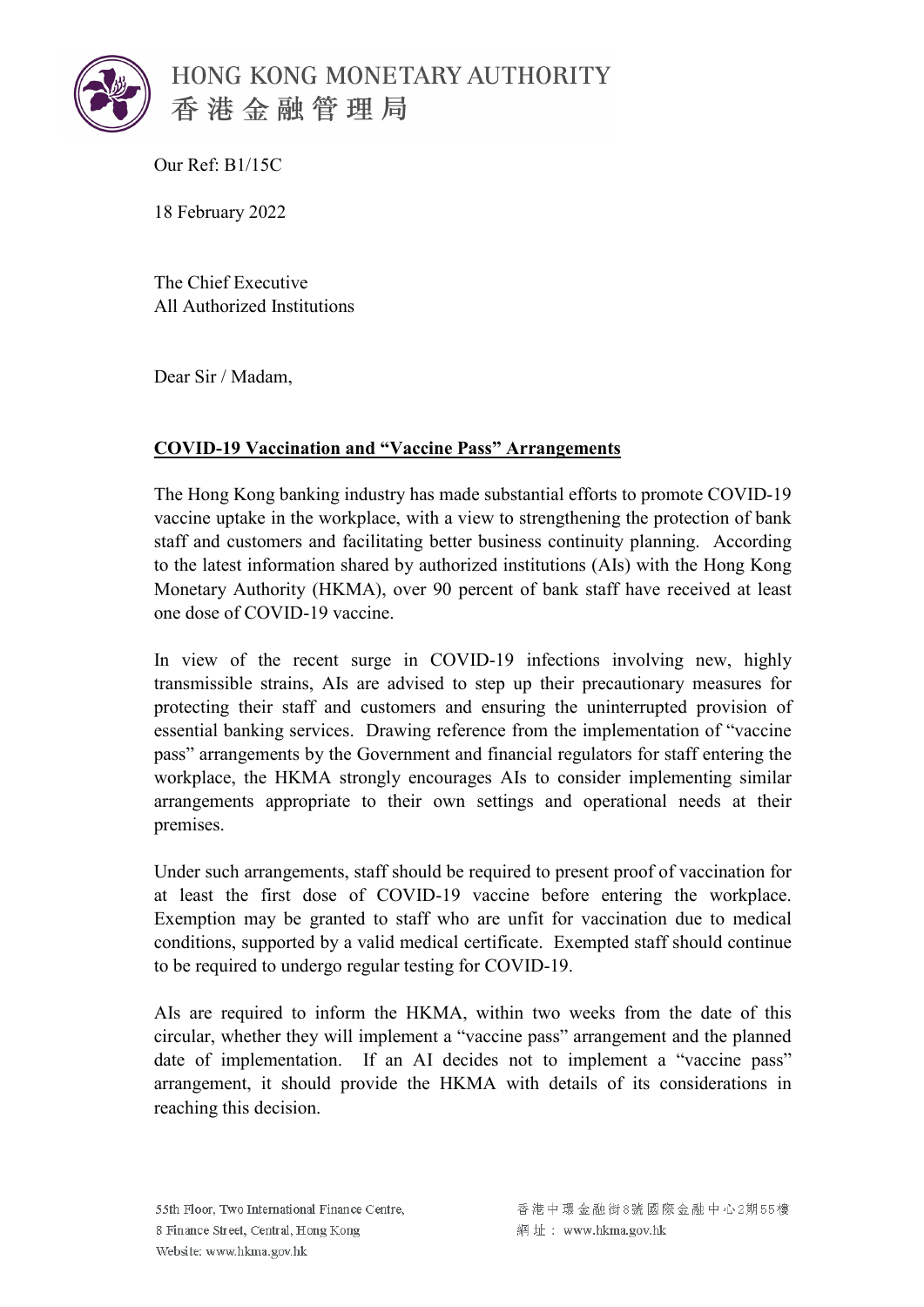HONG KONG MONETARY AUTHORITY
香港金融管理局

Our Ref: B1/15C

18 February 2022

The Chief Executive
All Authorized Institutions

Dear Sir / Madam,

**COVID-19 Vaccination and "Vaccine Pass" Arrangements**

The Hong Kong banking industry has made substantial efforts to promote COVID-19 vaccine uptake in the workplace, with a view to strengthening the protection of bank staff and customers and facilitating better business continuity planning. According to the latest information shared by authorized institutions (AIs) with the Hong Kong Monetary Authority (HKMA), over 90 percent of bank staff have received at least one dose of COVID-19 vaccine.

In view of the recent surge in COVID-19 infections involving new, highly transmissible strains, AIs are advised to step up their precautionary measures for protecting their staff and customers and ensuring the uninterrupted provision of essential banking services. Drawing reference from the implementation of "vaccine pass" arrangements by the Government and financial regulators for staff entering the workplace, the HKMA strongly encourages AIs to consider implementing similar arrangements appropriate to their own settings and operational needs at their premises.

Under such arrangements, staff should be required to present proof of vaccination for at least the first dose of COVID-19 vaccine before entering the workplace. Exemption may be granted to staff who are unfit for vaccination due to medical conditions, supported by a valid medical certificate. Exempted staff should continue to be required to undergo regular testing for COVID-19.

AIs are required to inform the HKMA, within two weeks from the date of this circular, whether they will implement a "vaccine pass" arrangement and the planned date of implementation. If an AI decides not to implement a "vaccine pass" arrangement, it should provide the HKMA with details of its considerations in reaching this decision.

55th Floor, Two International Finance Centre,
8 Finance Street, Central, Hong Kong
Website: www.hkma.gov.hk

香港中環金融街8號國際金融中心2期55樓
網址： www.hkma.gov.hk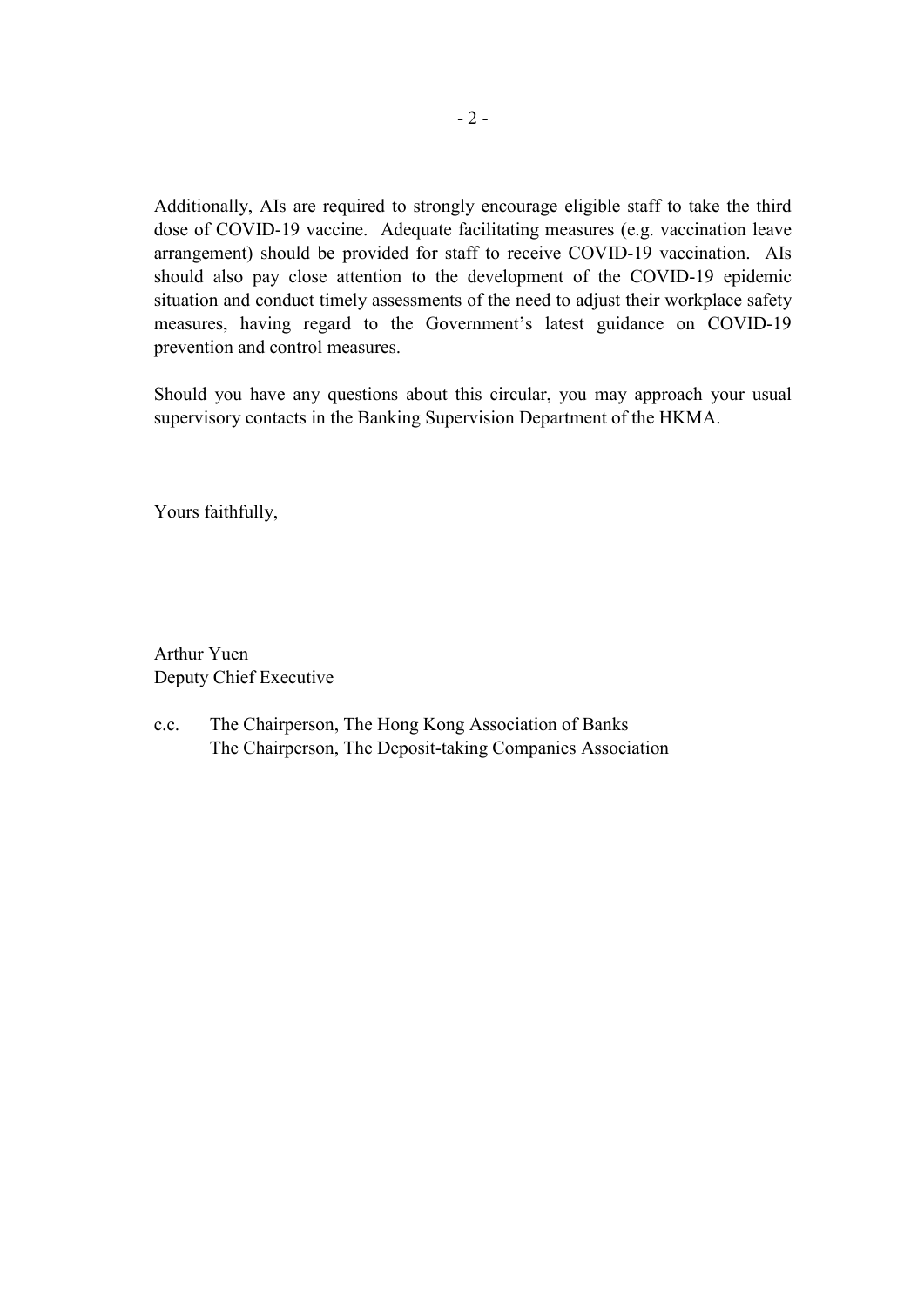Additionally, AIs are required to strongly encourage eligible staff to take the third dose of COVID-19 vaccine. Adequate facilitating measures (e.g. vaccination leave arrangement) should be provided for staff to receive COVID-19 vaccination. AIs should also pay close attention to the development of the COVID-19 epidemic situation and conduct timely assessments of the need to adjust their workplace safety measures, having regard to the Government's latest guidance on COVID-19 prevention and control measures.

Should you have any questions about this circular, you may approach your usual supervisory contacts in the Banking Supervision Department of the HKMA.

Yours faithfully,

Arthur Yuen
Deputy Chief Executive

c.c. The Chairperson, The Hong Kong Association of Banks
The Chairperson, The Deposit-taking Companies Association